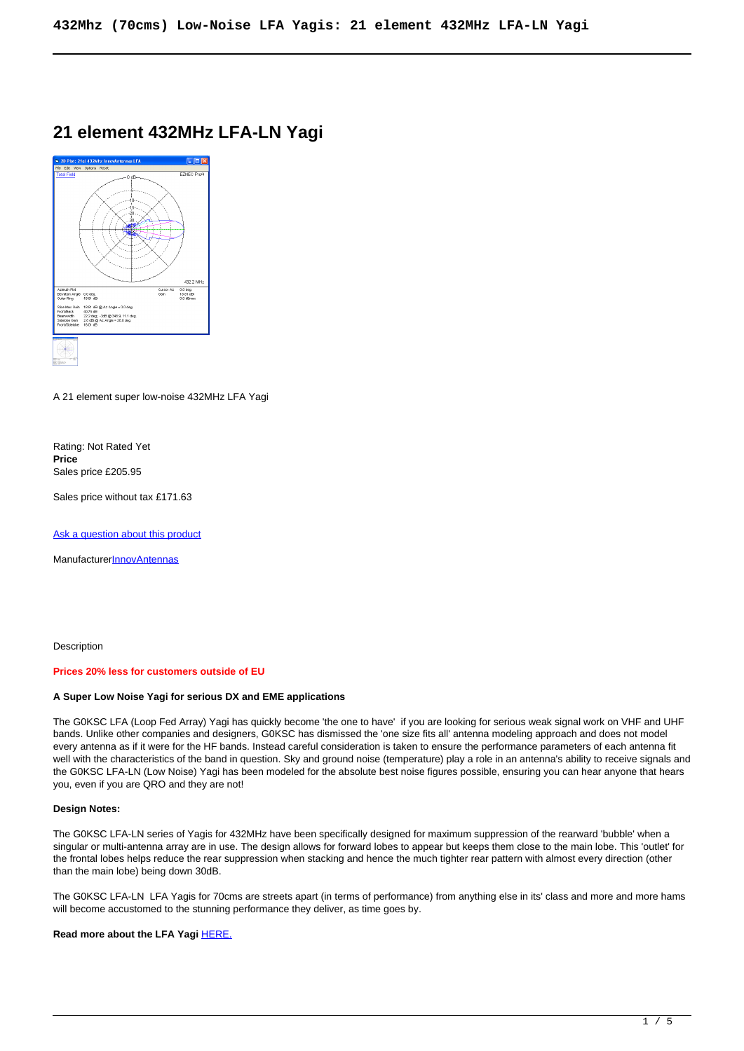# 21 element 432MHz LFA-LN Yagi

A 21 element super low-noise 432MHz LFA Yagi

Rating: Not Rated Yet
**Price**
Sales price £205.95

Sales price without tax £171.63

[Ask a question about this product]

Manufacturer[InnovAntennas]

Description

**Prices 20% less for customers outside of EU**

**A Super Low Noise Yagi for serious DX and EME applications**

The G0KSC LFA (Loop Fed Array) Yagi has quickly become 'the one to have' if you are looking for serious weak signal work on VHF and UHF bands. Unlike other companies and designers, G0KSC has dismissed the 'one size fits all' antenna modeling approach and does not model every antenna as if it were for the HF bands. Instead careful consideration is taken to ensure the performance parameters of each antenna fit well with the characteristics of the band in question. Sky and ground noise (temperature) play a role in an antenna's ability to receive signals and the G0KSC LFA-LN (Low Noise) Yagi has been modeled for the absolute best noise figures possible, ensuring you can hear anyone that hears you, even if you are QRO and they are not!

**Design Notes:**

The G0KSC LFA-LN series of Yagis for 432MHz have been specifically designed for maximum suppression of the rearward 'bubble' when a singular or multi-antenna array are in use. The design allows for forward lobes to appear but keeps them close to the main lobe. This 'outlet' for the frontal lobes helps reduce the rear suppression when stacking and hence the much tighter rear pattern with almost every direction (other than the main lobe) being down 30dB.

The G0KSC LFA-LN LFA Yagis for 70cms are streets apart (in terms of performance) from anything else in its' class and more and more hams will become accustomed to the stunning performance they deliver, as time goes by.

**Read more about the LFA Yagi** [HERE.]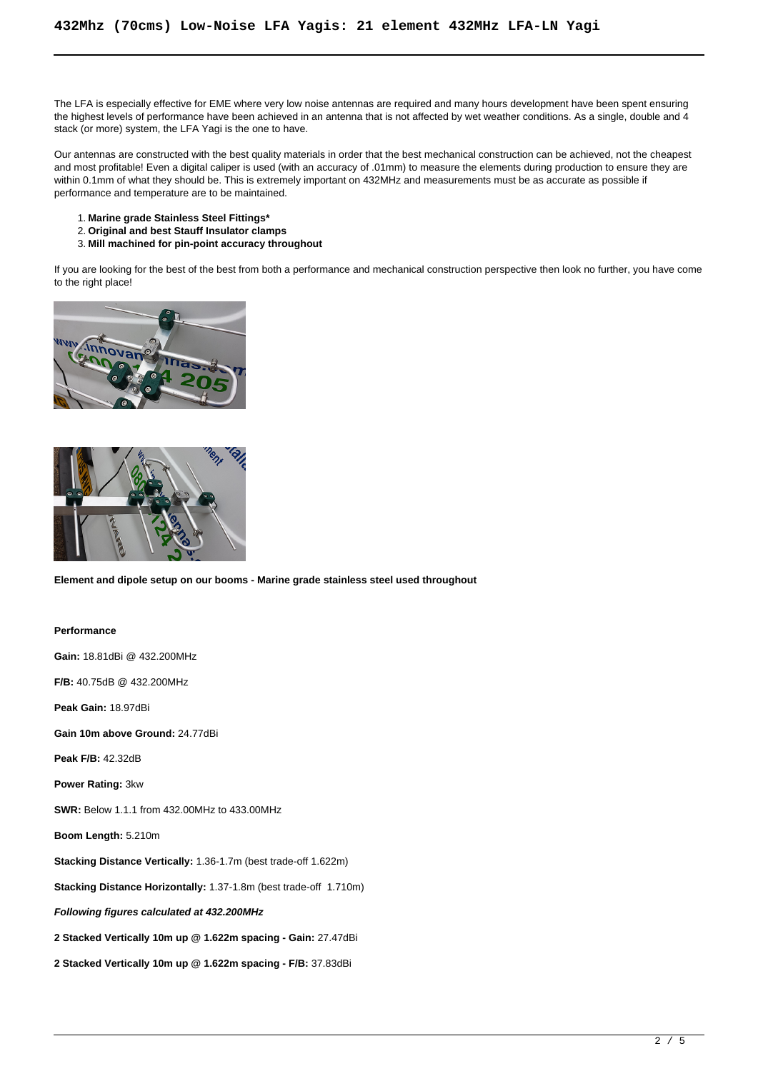# 432Mhz (70cms) Low-Noise LFA Yagis: 21 element 432MHz LFA-LN Yagi

The LFA is especially effective for EME where very low noise antennas are required and many hours development have been spent ensuring the highest levels of performance have been achieved in an antenna that is not affected by wet weather conditions. As a single, double and 4 stack (or more) system, the LFA Yagi is the one to have.

Our antennas are constructed with the best quality materials in order that the best mechanical construction can be achieved, not the cheapest and most profitable! Even a digital caliper is used (with an accuracy of .01mm) to measure the elements during production to ensure they are within 0.1mm of what they should be. This is extremely important on 432MHz and measurements must be as accurate as possible if performance and temperature are to be maintained.

1. **Marine grade Stainless Steel Fittings***
2. **Original and best Stauff Insulator clamps**
3. **Mill machined for pin-point accuracy throughout**

If you are looking for the best of the best from both a performance and mechanical construction perspective then look no further, you have come to the right place!

**Element and dipole setup on our booms - Marine grade stainless steel used throughout**

**Performance**

**Gain:** 18.81dBi @ 432.200MHz

**F/B:** 40.75dB @ 432.200MHz

**Peak Gain:** 18.97dBi

**Gain 10m above Ground:** 24.77dBi

**Peak F/B:** 42.32dB

**Power Rating:** 3kw

**SWR:** Below 1.1.1 from 432.00MHz to 433.00MHz

**Boom Length:** 5.210m

**Stacking Distance Vertically:** 1.36-1.7m (best trade-off 1.622m)

**Stacking Distance Horizontally:** 1.37-1.8m (best trade-off  1.710m)

***Following figures calculated at 432.200MHz***

**2 Stacked Vertically 10m up @ 1.622m spacing - Gain:** 27.47dBi

**2 Stacked Vertically 10m up @ 1.622m spacing - F/B:** 37.83dBi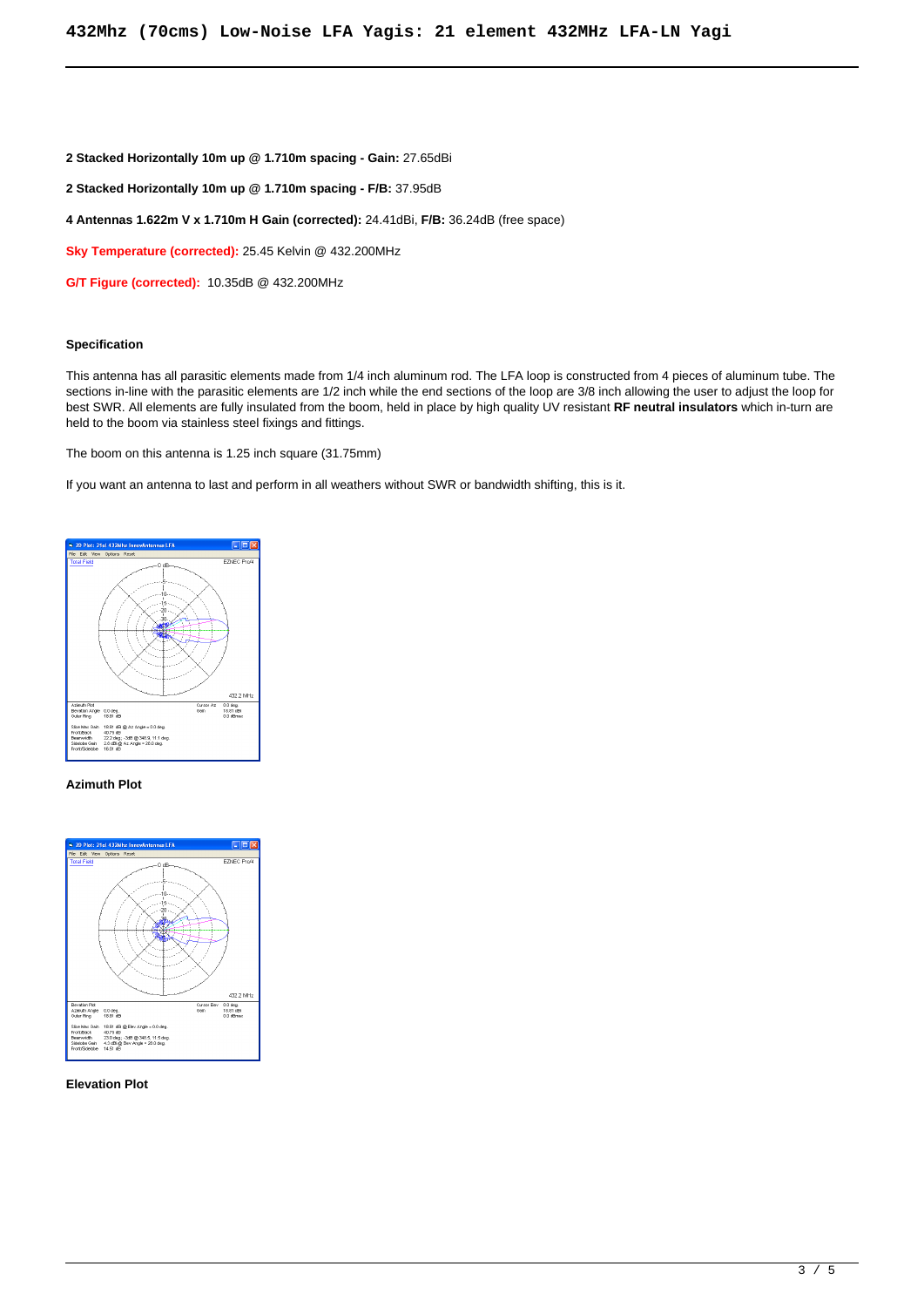**2 Stacked Horizontally 10m up @ 1.710m spacing - Gain:** 27.65dBi

**2 Stacked Horizontally 10m up @ 1.710m spacing - F/B:** 37.95dB

**4 Antennas 1.622m V x 1.710m H Gain (corrected):** 24.41dBi, **F/B:** 36.24dB (free space)

**Sky Temperature (corrected):** 25.45 Kelvin @ 432.200MHz

**G/T Figure (corrected):** 10.35dB @ 432.200MHz

### Specification

This antenna has all parasitic elements made from 1/4 inch aluminum rod. The LFA loop is constructed from 4 pieces of aluminum tube. The sections in-line with the parasitic elements are 1/2 inch while the end sections of the loop are 3/8 inch allowing the user to adjust the loop for best SWR. All elements are fully insulated from the boom, held in place by high quality UV resistant **RF neutral insulators** which in-turn are held to the boom via stainless steel fixings and fittings.

The boom on this antenna is 1.25 inch square (31.75mm)

If you want an antenna to last and perform in all weathers without SWR or bandwidth shifting, this is it.

**Azimuth Plot**

**Elevation Plot**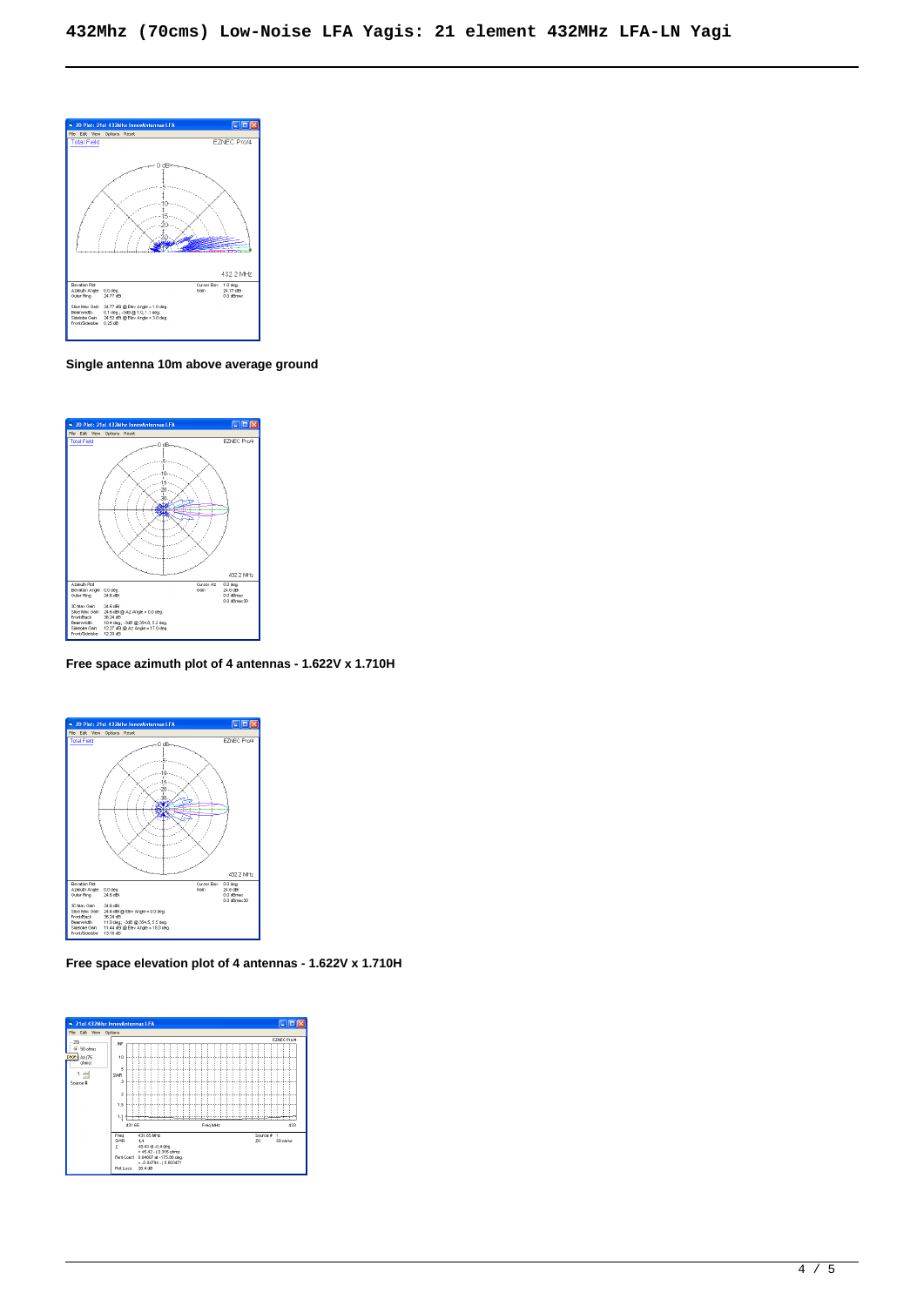# 432Mhz (70cms) Low-Noise LFA Yagis: 21 element 432MHz LFA-LN Yagi

**Single antenna 10m above average ground**

**Free space azimuth plot of 4 antennas - 1.622V x 1.710H**

**Free space elevation plot of 4 antennas - 1.622V x 1.710H**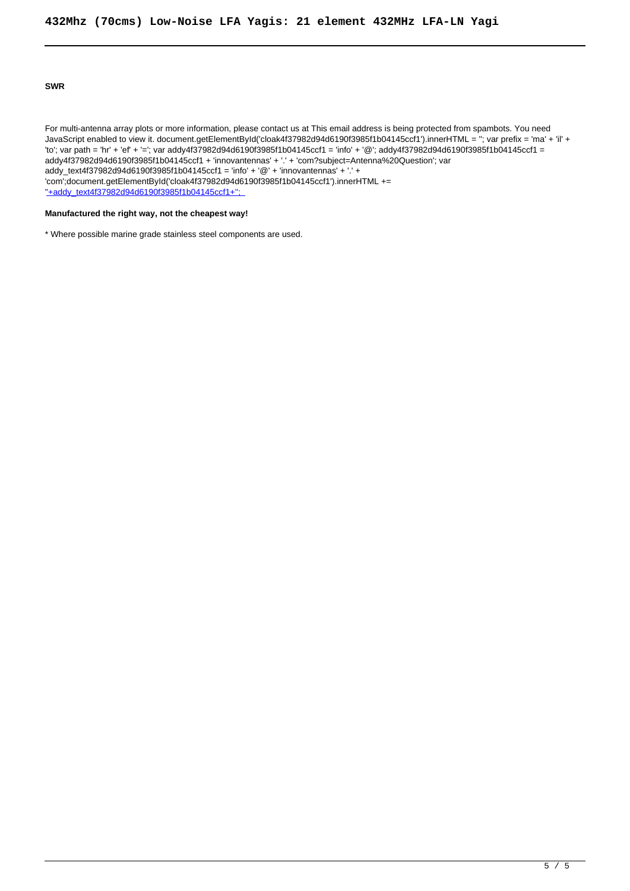**SWR**

For multi-antenna array plots or more information, please contact us at This email address is being protected from spambots. You need JavaScript enabled to view it. document.getElementById('cloak4f37982d94d6190f3985f1b04145ccf1').innerHTML = ''; var prefix = 'ma' + 'il' + 'to'; var path = 'hr' + 'ef' + '='; var addy4f37982d94d6190f3985f1b04145ccf1 = 'info' + '@'; addy4f37982d94d6190f3985f1b04145ccf1 = addy4f37982d94d6190f3985f1b04145ccf1 + 'innovantennas' + '.' + 'com?subject=Antenna%20Question'; var addy_text4f37982d94d6190f3985f1b04145ccf1 = 'info' + '@' + 'innovantennas' + '.' + 'com';document.getElementById('cloak4f37982d94d6190f3985f1b04145ccf1').innerHTML += '<a '+ path + '\'' + prefix + ':' + addy4f37982d94d6190f3985f1b04145ccf1 + '\'>'+addy_text4f37982d94d6190f3985f1b04145ccf1+'<\/a>';

**Manufactured the right way, not the cheapest way!**

* Where possible marine grade stainless steel components are used.